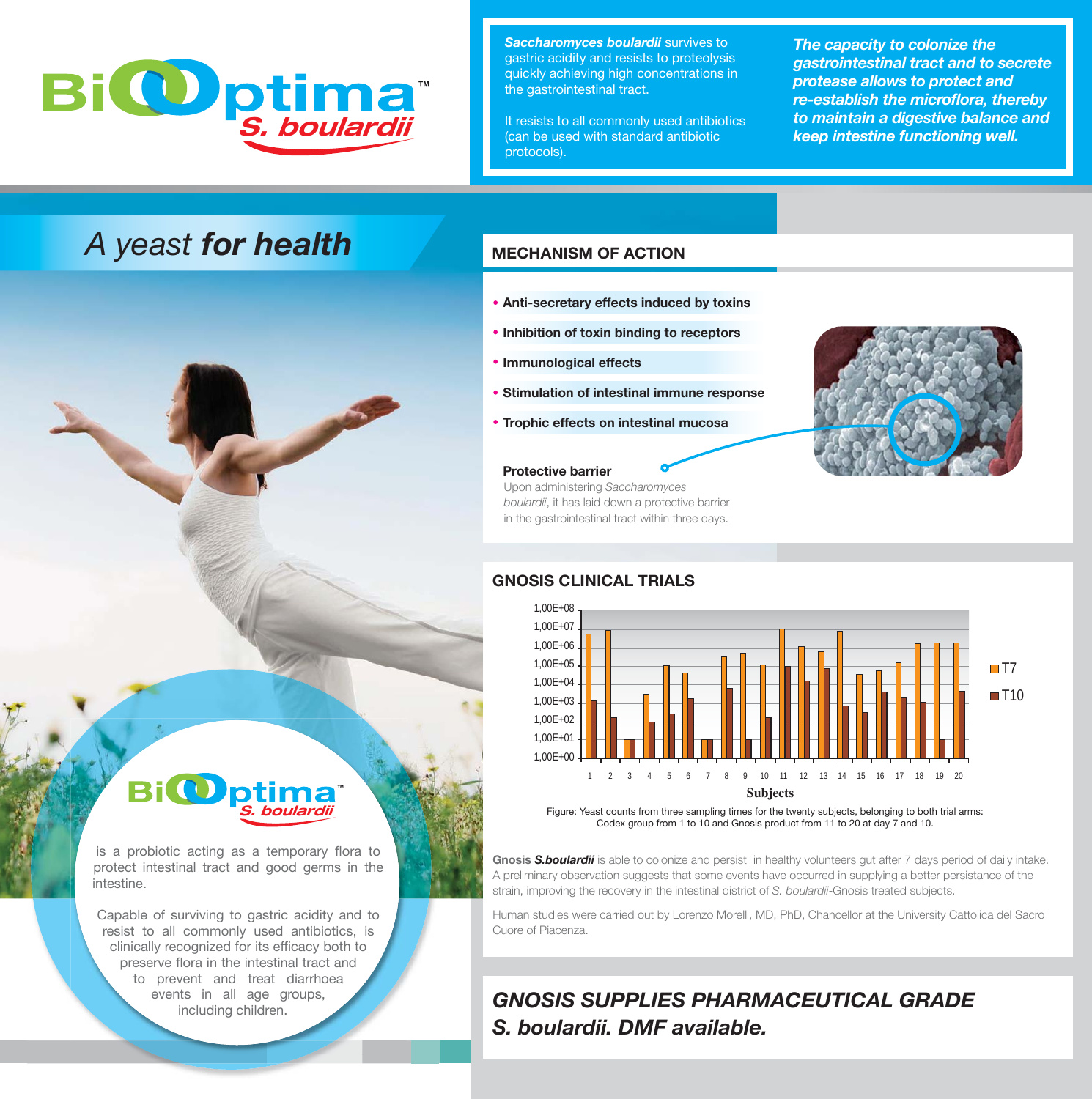# BiOptima™ *S. boulardii*

***Saccharomyces boulardii*** survives to gastric acidity and resists to proteolysis quickly achieving high concentrations in the gastrointestinal tract.

It resists to all commonly used antibiotics (can be used with standard antibiotic protocols).

***The capacity to colonize the gastrointestinal tract and to secrete protease allows to protect and re-establish the microflora, thereby to maintain a digestive balance and keep intestine functioning well.***

## *A yeast* ***for health***

**BiOptima™** *S. boulardii* is a probiotic acting as a temporary flora to protect intestinal tract and good germs in the intestine.

Capable of surviving to gastric acidity and to resist to all commonly used antibiotics, is clinically recognized for its efficacy both to preserve flora in the intestinal tract and to prevent and treat diarrhoea events in all age groups, including children.

## MECHANISM OF ACTION

- **Anti-secretary effects induced by toxins**
- **Inhibition of toxin binding to receptors**
- **Immunological effects**
- **Stimulation of intestinal immune response**
- **Trophic effects on intestinal mucosa**

**Protective barrier**

Upon administering *Saccharomyces boulardii*, it has laid down a protective barrier in the gastrointestinal tract within three days.

## GNOSIS CLINICAL TRIALS

Figure: Yeast counts from three sampling times for the twenty subjects, belonging to both trial arms: Codex group from 1 to 10 and Gnosis product from 11 to 20 at day 7 and 10.

**Gnosis *S.boulardii*** is able to colonize and persist in healthy volunteers gut after 7 days period of daily intake. A preliminary observation suggests that some events have occurred in supplying a better persistance of the strain, improving the recovery in the intestinal district of *S. boulardii*-Gnosis treated subjects.

Human studies were carried out by Lorenzo Morelli, MD, PhD, Chancellor at the University Cattolica del Sacro Cuore of Piacenza.

## *GNOSIS SUPPLIES PHARMACEUTICAL GRADE S. boulardii. DMF available.*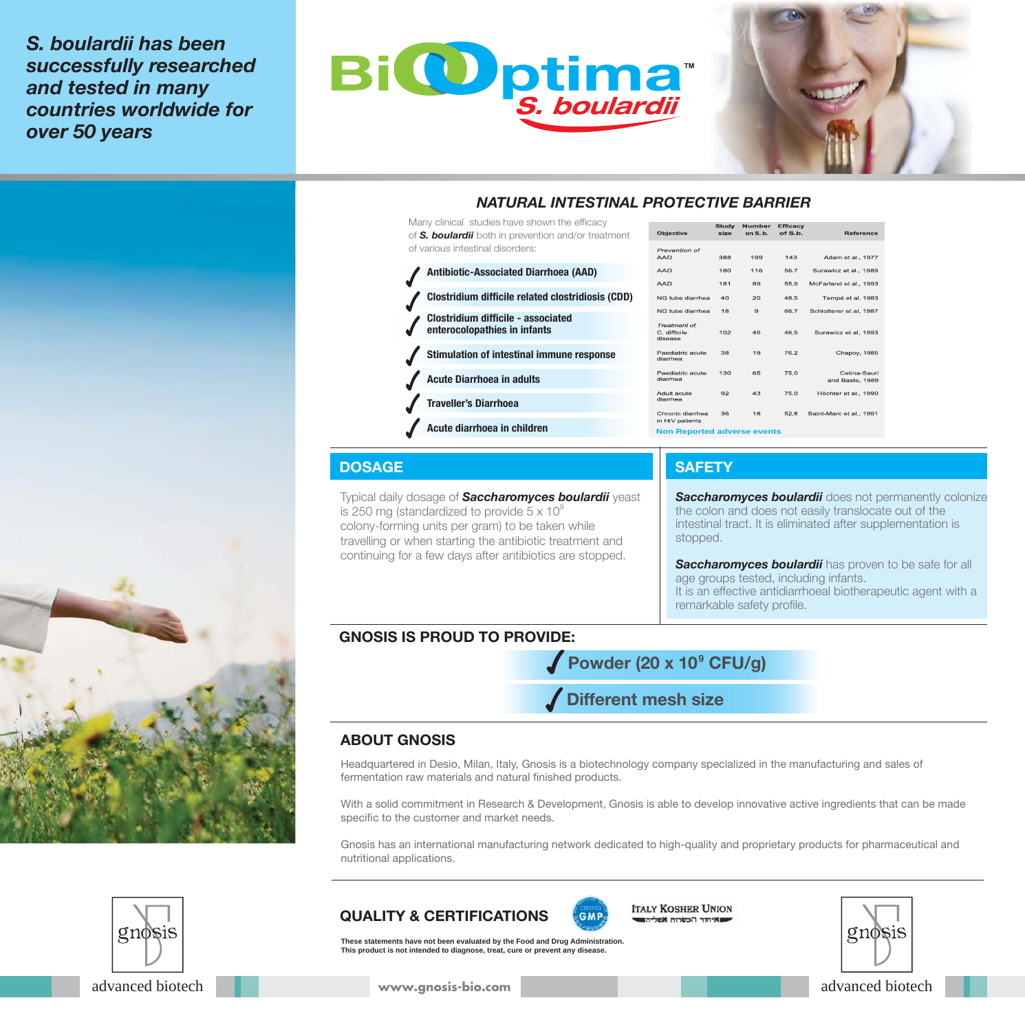*S. boulardii has been successfully researched and tested in many countries worldwide for over 50 years*

# BiOptima™ *S. boulardii*

## *NATURAL INTESTINAL PROTECTIVE BARRIER*

Many clinical studies have shown the efficacy of ***S. boulardii*** both in prevention and/or treatment of various intestinal disorders:

- **Antibiotic-Associated Diarrhoea (AAD)**
- **Clostridium difficile related clostridiosis (CDD)**
- **Clostridium difficile - associated enterocolopathies in infants**
- **Stimulation of intestinal immune response**
- **Acute Diarrhoea in adults**
- **Traveller's Diarrhoea**
- **Acute diarrhoea in children**

| Objective | Study size | Number on S.b. | Efficacy of S.b. | Reference |
|---|---|---|---|---|
| *Prevention of* AAD | 388 | 199 | 143 | Adam et al., 1977 |
| AAD | 180 | 116 | 56.7 | Surawicz et al., 1989 |
| AAD | 181 | 89 | 55.9 | McFarland et al., 1993 |
| NG tube diarrhea | 40 | 20 | 48.5 | Tempé et al. 1983 |
| NG tube diarrhea | 18 | 9 | 66.7 | Schlotterer et al, 1987 |
| *Treatment of* C. difficile disease | 102 | 45 | 46.5 | Surawicz et al, 1993 |
| Paediatric acute diarrhea | 38 | 19 | 76.2 | Chapoy, 1985 |
| Paediatric acute diarrhea | 130 | 65 | 75.0 | Cetina-Sauri and Basto, 1989 |
| Adult acute diarrhea | 92 | 43 | 75.0 | Höchter et al., 1990 |
| Chronic diarrhea in HIV patients | 36 | 18 | 52.8 | Saint-Marc et al., 1991 |

**Non Reported adverse events**

## DOSAGE

Typical daily dosage of ***Saccharomyces boulardii*** yeast is 250 mg (standardized to provide $5 \times 10^9$ colony-forming units per gram) to be taken while travelling or when starting the antibiotic treatment and continuing for a few days after antibiotics are stopped.

## SAFETY

***Saccharomyces boulardii*** does not permanently colonize the colon and does not easily translocate out of the intestinal tract. It is eliminated after supplementation is stopped.

***Saccharomyces boulardii*** has proven to be safe for all age groups tested, including infants.
It is an effective antidiarrhoeal biotherapeutic agent with a remarkable safety profile.

## GNOSIS IS PROUD TO PROVIDE:

- **Powder ($20 \times 10^9$ CFU/g)**
- **Different mesh size**

## ABOUT GNOSIS

Headquartered in Desio, Milan, Italy, Gnosis is a biotechnology company specialized in the manufacturing and sales of fermentation raw materials and natural finished products.

With a solid commitment in Research & Development, Gnosis is able to develop innovative active ingredients that can be made specific to the customer and market needs.

Gnosis has an international manufacturing network dedicated to high-quality and proprietary products for pharmaceutical and nutritional applications.

## QUALITY & CERTIFICATIONS

CERTIFIED GMP

ITALY KOSHER UNION
איחוד הכשרות איטליה

**These statements have not been evaluated by the Food and Drug Administration.**
**This product is not intended to diagnose, treat, cure or prevent any disease.**

gnosis advanced biotech

www.gnosis-bio.com